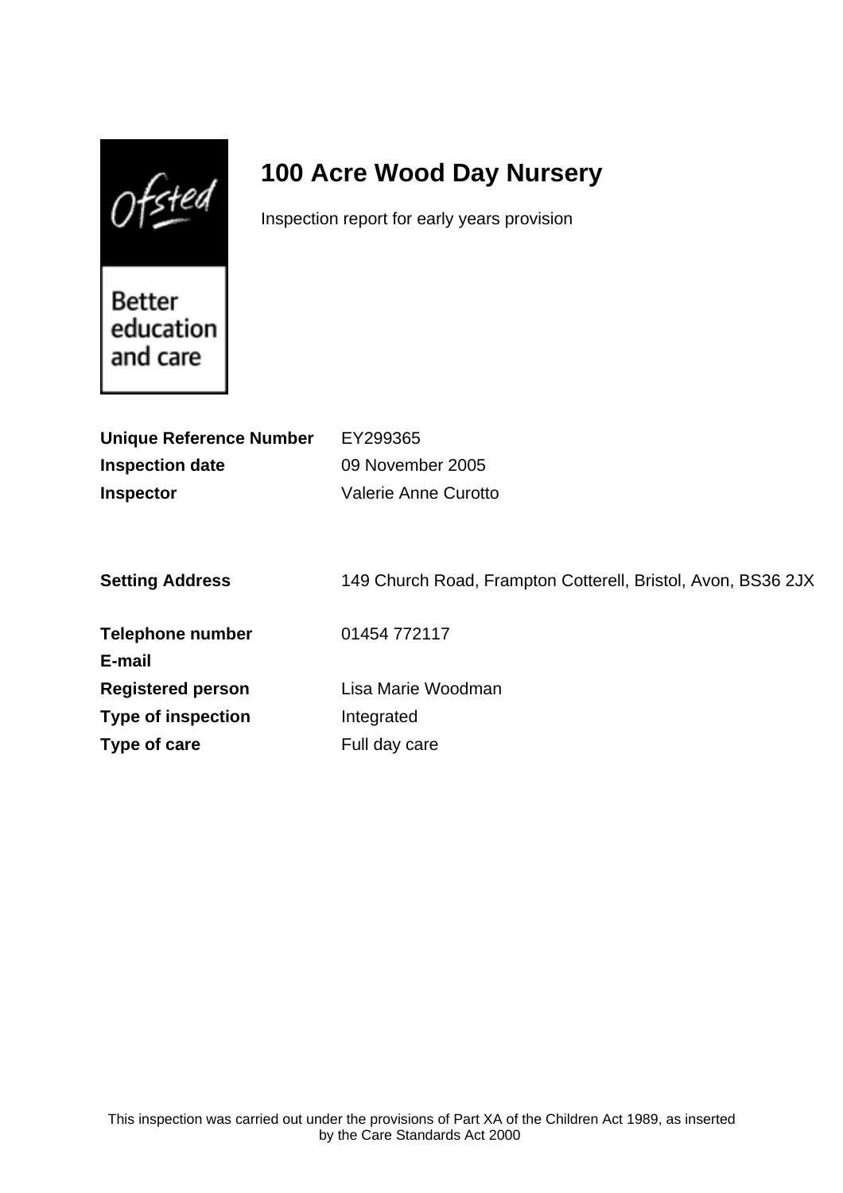Ofsted

Better education and care

# 100 Acre Wood Day Nursery

Inspection report for early years provision

**Unique Reference Number** EY299365

**Inspection date** 09 November 2005

**Inspector** Valerie Anne Curotto

**Setting Address** 149 Church Road, Frampton Cotterell, Bristol, Avon, BS36 2JX

**Telephone number** 01454 772117

**E-mail**

**Registered person** Lisa Marie Woodman

**Type of inspection** Integrated

**Type of care** Full day care

This inspection was carried out under the provisions of Part XA of the Children Act 1989, as inserted by the Care Standards Act 2000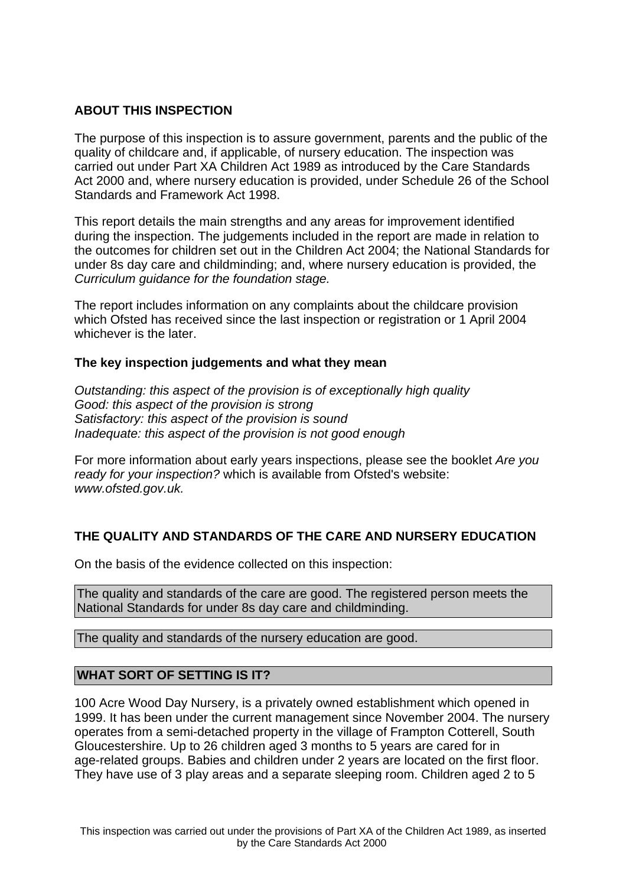## ABOUT THIS INSPECTION

The purpose of this inspection is to assure government, parents and the public of the quality of childcare and, if applicable, of nursery education. The inspection was carried out under Part XA Children Act 1989 as introduced by the Care Standards Act 2000 and, where nursery education is provided, under Schedule 26 of the School Standards and Framework Act 1998.

This report details the main strengths and any areas for improvement identified during the inspection. The judgements included in the report are made in relation to the outcomes for children set out in the Children Act 2004; the National Standards for under 8s day care and childminding; and, where nursery education is provided, the *Curriculum guidance for the foundation stage.*

The report includes information on any complaints about the childcare provision which Ofsted has received since the last inspection or registration or 1 April 2004 whichever is the later.

### The key inspection judgements and what they mean

*Outstanding: this aspect of the provision is of exceptionally high quality*
*Good: this aspect of the provision is strong*
*Satisfactory: this aspect of the provision is sound*
*Inadequate: this aspect of the provision is not good enough*

For more information about early years inspections, please see the booklet *Are you ready for your inspection?* which is available from Ofsted's website: *www.ofsted.gov.uk.*

## THE QUALITY AND STANDARDS OF THE CARE AND NURSERY EDUCATION

On the basis of the evidence collected on this inspection:

The quality and standards of the care are good. The registered person meets the National Standards for under 8s day care and childminding.

The quality and standards of the nursery education are good.

## WHAT SORT OF SETTING IS IT?

100 Acre Wood Day Nursery, is a privately owned establishment which opened in 1999. It has been under the current management since November 2004. The nursery operates from a semi-detached property in the village of Frampton Cotterell, South Gloucestershire. Up to 26 children aged 3 months to 5 years are cared for in age-related groups. Babies and children under 2 years are located on the first floor. They have use of 3 play areas and a separate sleeping room. Children aged 2 to 5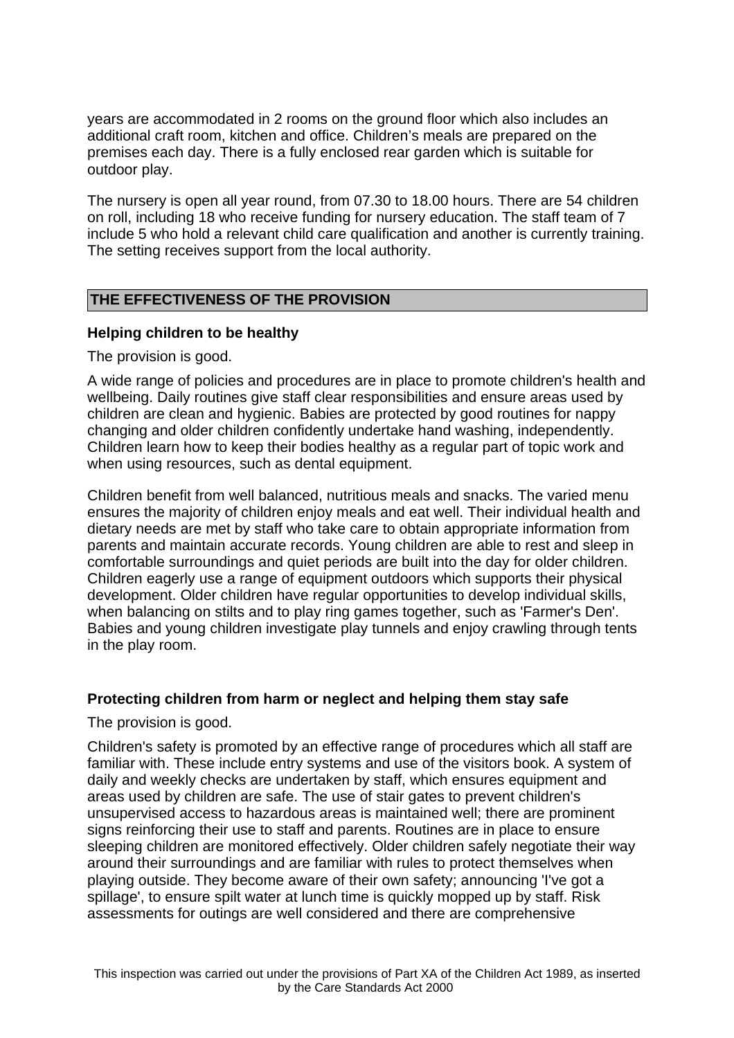years are accommodated in 2 rooms on the ground floor which also includes an additional craft room, kitchen and office. Children's meals are prepared on the premises each day. There is a fully enclosed rear garden which is suitable for outdoor play.

The nursery is open all year round, from 07.30 to 18.00 hours. There are 54 children on roll, including 18 who receive funding for nursery education. The staff team of 7 include 5 who hold a relevant child care qualification and another is currently training. The setting receives support from the local authority.

## THE EFFECTIVENESS OF THE PROVISION

### Helping children to be healthy

The provision is good.

A wide range of policies and procedures are in place to promote children's health and wellbeing. Daily routines give staff clear responsibilities and ensure areas used by children are clean and hygienic. Babies are protected by good routines for nappy changing and older children confidently undertake hand washing, independently. Children learn how to keep their bodies healthy as a regular part of topic work and when using resources, such as dental equipment.

Children benefit from well balanced, nutritious meals and snacks. The varied menu ensures the majority of children enjoy meals and eat well. Their individual health and dietary needs are met by staff who take care to obtain appropriate information from parents and maintain accurate records. Young children are able to rest and sleep in comfortable surroundings and quiet periods are built into the day for older children. Children eagerly use a range of equipment outdoors which supports their physical development. Older children have regular opportunities to develop individual skills, when balancing on stilts and to play ring games together, such as 'Farmer's Den'. Babies and young children investigate play tunnels and enjoy crawling through tents in the play room.

### Protecting children from harm or neglect and helping them stay safe

The provision is good.

Children's safety is promoted by an effective range of procedures which all staff are familiar with. These include entry systems and use of the visitors book. A system of daily and weekly checks are undertaken by staff, which ensures equipment and areas used by children are safe. The use of stair gates to prevent children's unsupervised access to hazardous areas is maintained well; there are prominent signs reinforcing their use to staff and parents. Routines are in place to ensure sleeping children are monitored effectively. Older children safely negotiate their way around their surroundings and are familiar with rules to protect themselves when playing outside. They become aware of their own safety; announcing 'I've got a spillage', to ensure spilt water at lunch time is quickly mopped up by staff. Risk assessments for outings are well considered and there are comprehensive

This inspection was carried out under the provisions of Part XA of the Children Act 1989, as inserted by the Care Standards Act 2000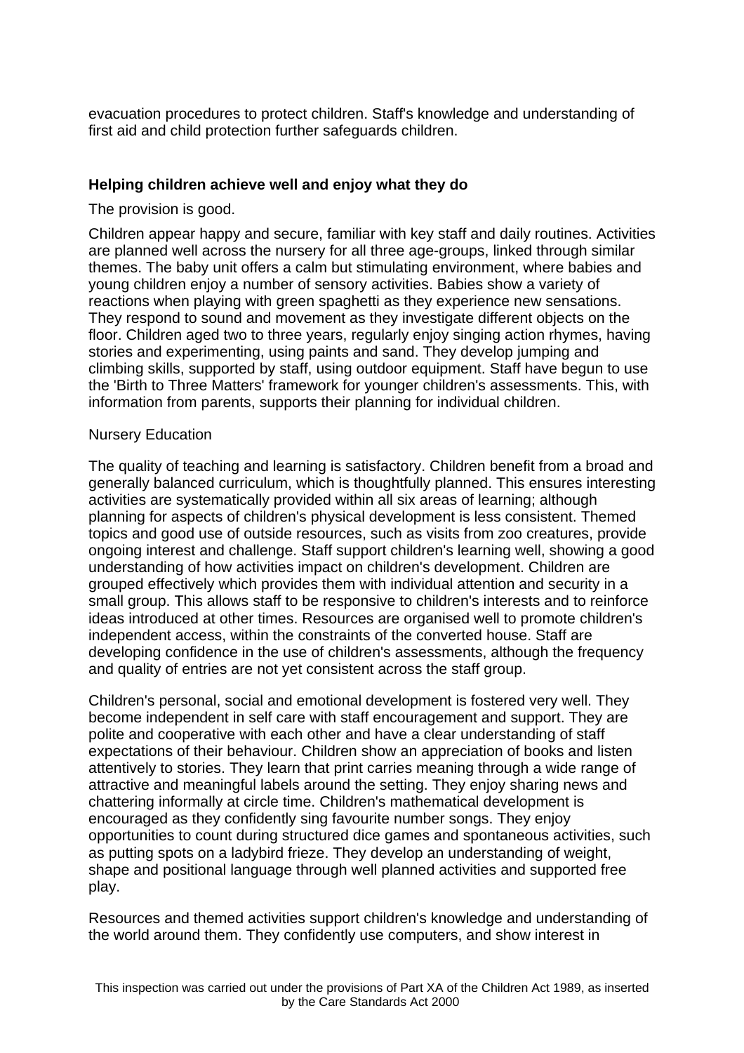evacuation procedures to protect children. Staff's knowledge and understanding of first aid and child protection further safeguards children.

**Helping children achieve well and enjoy what they do**

The provision is good.

Children appear happy and secure, familiar with key staff and daily routines. Activities are planned well across the nursery for all three age-groups, linked through similar themes. The baby unit offers a calm but stimulating environment, where babies and young children enjoy a number of sensory activities. Babies show a variety of reactions when playing with green spaghetti as they experience new sensations. They respond to sound and movement as they investigate different objects on the floor. Children aged two to three years, regularly enjoy singing action rhymes, having stories and experimenting, using paints and sand. They develop jumping and climbing skills, supported by staff, using outdoor equipment. Staff have begun to use the 'Birth to Three Matters' framework for younger children's assessments. This, with information from parents, supports their planning for individual children.

Nursery Education

The quality of teaching and learning is satisfactory. Children benefit from a broad and generally balanced curriculum, which is thoughtfully planned. This ensures interesting activities are systematically provided within all six areas of learning; although planning for aspects of children's physical development is less consistent. Themed topics and good use of outside resources, such as visits from zoo creatures, provide ongoing interest and challenge. Staff support children's learning well, showing a good understanding of how activities impact on children's development. Children are grouped effectively which provides them with individual attention and security in a small group. This allows staff to be responsive to children's interests and to reinforce ideas introduced at other times. Resources are organised well to promote children's independent access, within the constraints of the converted house. Staff are developing confidence in the use of children's assessments, although the frequency and quality of entries are not yet consistent across the staff group.

Children's personal, social and emotional development is fostered very well. They become independent in self care with staff encouragement and support. They are polite and cooperative with each other and have a clear understanding of staff expectations of their behaviour. Children show an appreciation of books and listen attentively to stories. They learn that print carries meaning through a wide range of attractive and meaningful labels around the setting. They enjoy sharing news and chattering informally at circle time. Children's mathematical development is encouraged as they confidently sing favourite number songs. They enjoy opportunities to count during structured dice games and spontaneous activities, such as putting spots on a ladybird frieze. They develop an understanding of weight, shape and positional language through well planned activities and supported free play.

Resources and themed activities support children's knowledge and understanding of the world around them. They confidently use computers, and show interest in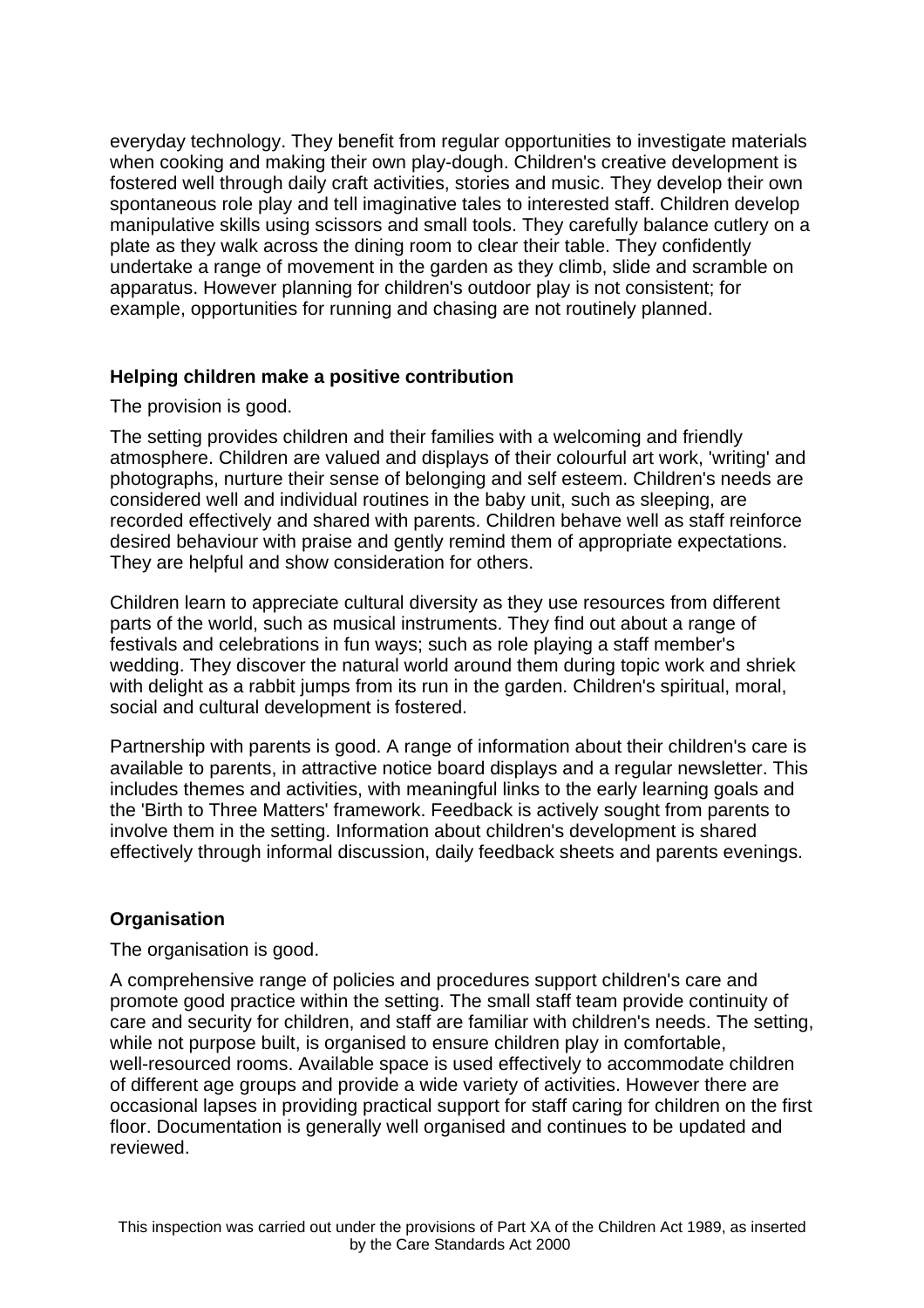everyday technology. They benefit from regular opportunities to investigate materials when cooking and making their own play-dough. Children's creative development is fostered well through daily craft activities, stories and music. They develop their own spontaneous role play and tell imaginative tales to interested staff. Children develop manipulative skills using scissors and small tools. They carefully balance cutlery on a plate as they walk across the dining room to clear their table. They confidently undertake a range of movement in the garden as they climb, slide and scramble on apparatus. However planning for children's outdoor play is not consistent; for example, opportunities for running and chasing are not routinely planned.

### Helping children make a positive contribution

The provision is good.

The setting provides children and their families with a welcoming and friendly atmosphere. Children are valued and displays of their colourful art work, 'writing' and photographs, nurture their sense of belonging and self esteem. Children's needs are considered well and individual routines in the baby unit, such as sleeping, are recorded effectively and shared with parents. Children behave well as staff reinforce desired behaviour with praise and gently remind them of appropriate expectations. They are helpful and show consideration for others.

Children learn to appreciate cultural diversity as they use resources from different parts of the world, such as musical instruments. They find out about a range of festivals and celebrations in fun ways; such as role playing a staff member's wedding. They discover the natural world around them during topic work and shriek with delight as a rabbit jumps from its run in the garden. Children's spiritual, moral, social and cultural development is fostered.

Partnership with parents is good. A range of information about their children's care is available to parents, in attractive notice board displays and a regular newsletter. This includes themes and activities, with meaningful links to the early learning goals and the 'Birth to Three Matters' framework. Feedback is actively sought from parents to involve them in the setting. Information about children's development is shared effectively through informal discussion, daily feedback sheets and parents evenings.

### Organisation

The organisation is good.

A comprehensive range of policies and procedures support children's care and promote good practice within the setting. The small staff team provide continuity of care and security for children, and staff are familiar with children's needs. The setting, while not purpose built, is organised to ensure children play in comfortable, well-resourced rooms. Available space is used effectively to accommodate children of different age groups and provide a wide variety of activities. However there are occasional lapses in providing practical support for staff caring for children on the first floor. Documentation is generally well organised and continues to be updated and reviewed.

This inspection was carried out under the provisions of Part XA of the Children Act 1989, as inserted by the Care Standards Act 2000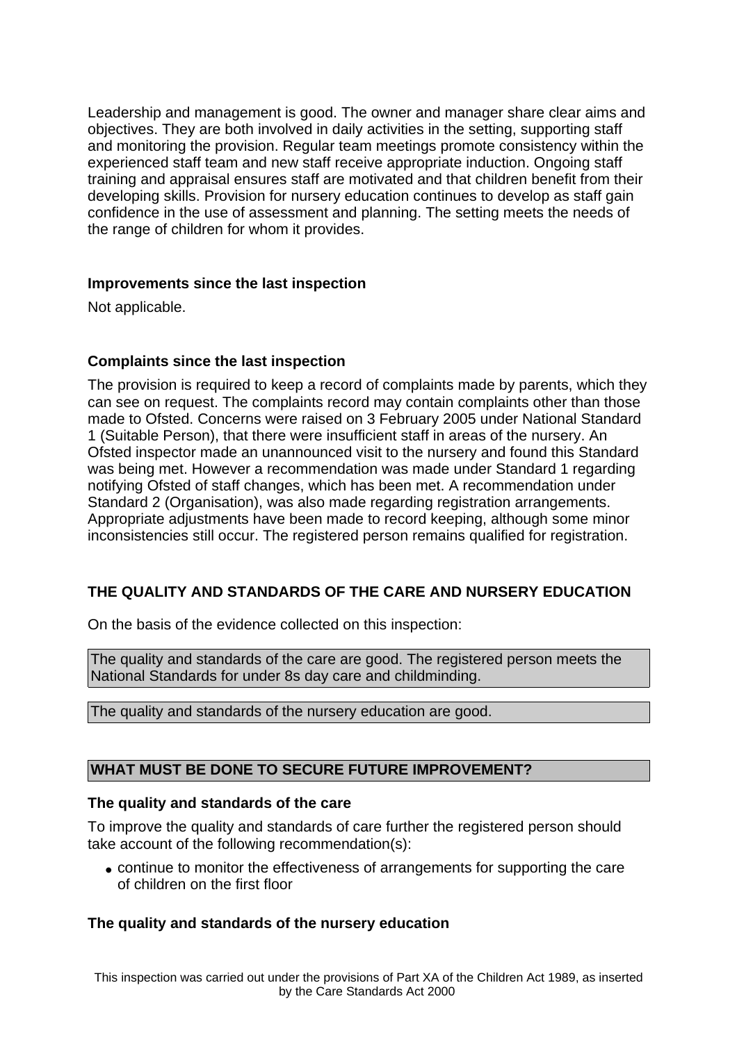Leadership and management is good. The owner and manager share clear aims and objectives. They are both involved in daily activities in the setting, supporting staff and monitoring the provision. Regular team meetings promote consistency within the experienced staff team and new staff receive appropriate induction. Ongoing staff training and appraisal ensures staff are motivated and that children benefit from their developing skills. Provision for nursery education continues to develop as staff gain confidence in the use of assessment and planning. The setting meets the needs of the range of children for whom it provides.

**Improvements since the last inspection**

Not applicable.

**Complaints since the last inspection**

The provision is required to keep a record of complaints made by parents, which they can see on request. The complaints record may contain complaints other than those made to Ofsted. Concerns were raised on 3 February 2005 under National Standard 1 (Suitable Person), that there were insufficient staff in areas of the nursery. An Ofsted inspector made an unannounced visit to the nursery and found this Standard was being met. However a recommendation was made under Standard 1 regarding notifying Ofsted of staff changes, which has been met. A recommendation under Standard 2 (Organisation), was also made regarding registration arrangements. Appropriate adjustments have been made to record keeping, although some minor inconsistencies still occur. The registered person remains qualified for registration.

**THE QUALITY AND STANDARDS OF THE CARE AND NURSERY EDUCATION**

On the basis of the evidence collected on this inspection:

The quality and standards of the care are good. The registered person meets the National Standards for under 8s day care and childminding.

The quality and standards of the nursery education are good.

**WHAT MUST BE DONE TO SECURE FUTURE IMPROVEMENT?**

**The quality and standards of the care**

To improve the quality and standards of care further the registered person should take account of the following recommendation(s):

- continue to monitor the effectiveness of arrangements for supporting the care of children on the first floor

**The quality and standards of the nursery education**

This inspection was carried out under the provisions of Part XA of the Children Act 1989, as inserted by the Care Standards Act 2000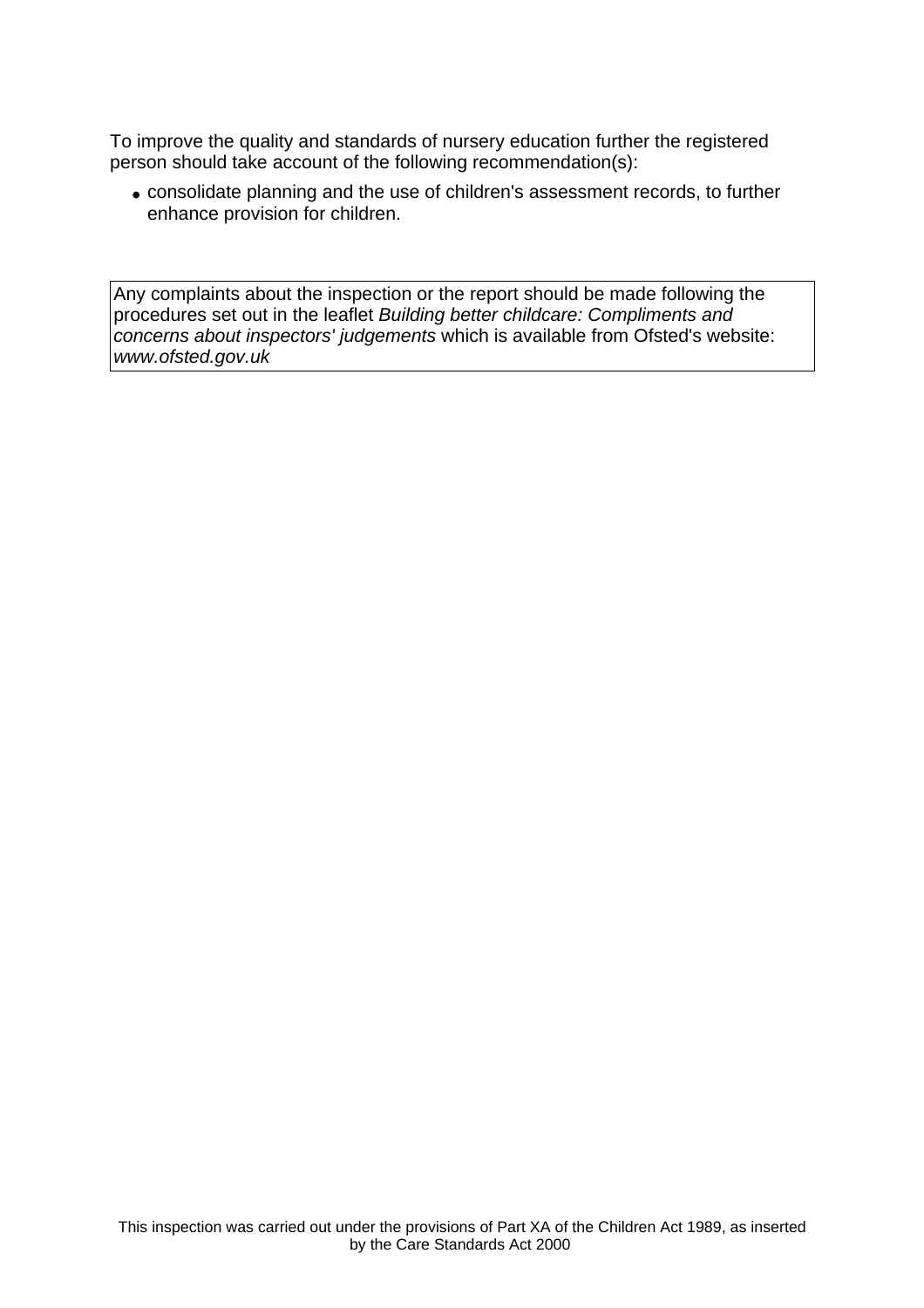To improve the quality and standards of nursery education further the registered person should take account of the following recommendation(s):

- consolidate planning and the use of children's assessment records, to further enhance provision for children.

Any complaints about the inspection or the report should be made following the procedures set out in the leaflet *Building better childcare: Compliments and concerns about inspectors' judgements* which is available from Ofsted's website: *www.ofsted.gov.uk*

This inspection was carried out under the provisions of Part XA of the Children Act 1989, as inserted by the Care Standards Act 2000